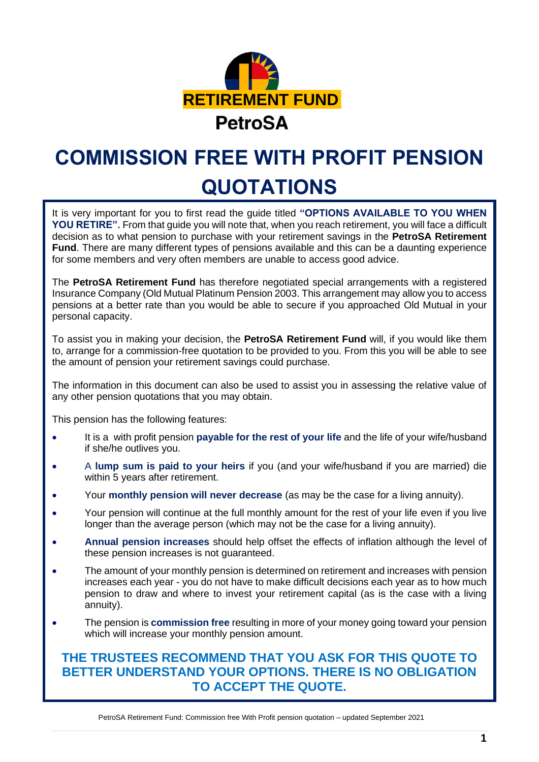RETIREMENT FUND

PetroSA

# COMMISSION FREE WITH PROFIT PENSION QUOTATIONS

It is very important for you to first read the guide titled **"OPTIONS AVAILABLE TO YOU WHEN YOU RETIRE".** From that guide you will note that, when you reach retirement, you will face a difficult decision as to what pension to purchase with your retirement savings in the **PetroSA Retirement Fund**. There are many different types of pensions available and this can be a daunting experience for some members and very often members are unable to access good advice.

The **PetroSA Retirement Fund** has therefore negotiated special arrangements with a registered Insurance Company (Old Mutual Platinum Pension 2003. This arrangement may allow you to access pensions at a better rate than you would be able to secure if you approached Old Mutual in your personal capacity.

To assist you in making your decision, the **PetroSA Retirement Fund** will, if you would like them to, arrange for a commission-free quotation to be provided to you. From this you will be able to see the amount of pension your retirement savings could purchase.

The information in this document can also be used to assist you in assessing the relative value of any other pension quotations that you may obtain.

This pension has the following features:

- It is a with profit pension **payable for the rest of your life** and the life of your wife/husband if she/he outlives you.
- A **lump sum is paid to your heirs** if you (and your wife/husband if you are married) die within 5 years after retirement.
- Your **monthly pension will never decrease** (as may be the case for a living annuity).
- Your pension will continue at the full monthly amount for the rest of your life even if you live longer than the average person (which may not be the case for a living annuity).
- **Annual pension increases** should help offset the effects of inflation although the level of these pension increases is not guaranteed.
- The amount of your monthly pension is determined on retirement and increases with pension increases each year - you do not have to make difficult decisions each year as to how much pension to draw and where to invest your retirement capital (as is the case with a living annuity).
- The pension is **commission free** resulting in more of your money going toward your pension which will increase your monthly pension amount.

**THE TRUSTEES RECOMMEND THAT YOU ASK FOR THIS QUOTE TO BETTER UNDERSTAND YOUR OPTIONS. THERE IS NO OBLIGATION TO ACCEPT THE QUOTE.**

PetroSA Retirement Fund: Commission free With Profit pension quotation – updated September 2021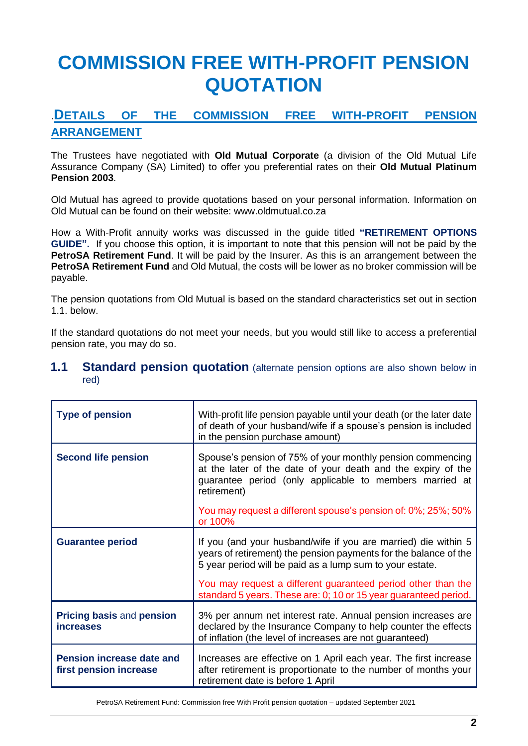# COMMISSION FREE WITH-PROFIT PENSION QUOTATION

## .DETAILS OF THE COMMISSION FREE WITH-PROFIT PENSION ARRANGEMENT

The Trustees have negotiated with **Old Mutual Corporate** (a division of the Old Mutual Life Assurance Company (SA) Limited) to offer you preferential rates on their **Old Mutual Platinum Pension 2003**.

Old Mutual has agreed to provide quotations based on your personal information. Information on Old Mutual can be found on their website: www.oldmutual.co.za

How a With-Profit annuity works was discussed in the guide titled **"RETIREMENT OPTIONS GUIDE".** If you choose this option, it is important to note that this pension will not be paid by the **PetroSA Retirement Fund**. It will be paid by the Insurer. As this is an arrangement between the **PetroSA Retirement Fund** and Old Mutual, the costs will be lower as no broker commission will be payable.

The pension quotations from Old Mutual is based on the standard characteristics set out in section 1.1. below.

If the standard quotations do not meet your needs, but you would still like to access a preferential pension rate, you may do so.

### 1.1 Standard pension quotation (alternate pension options are also shown below in red)

| | |
|---|---|
| **Type of pension** | With-profit life pension payable until your death (or the later date of death of your husband/wife if a spouse's pension is included in the pension purchase amount) |
| **Second life pension** | Spouse's pension of 75% of your monthly pension commencing at the later of the date of your death and the expiry of the guarantee period (only applicable to members married at retirement)<br><br>You may request a different spouse's pension of: 0%; 25%; 50% or 100% |
| **Guarantee period** | If you (and your husband/wife if you are married) die within 5 years of retirement) the pension payments for the balance of the 5 year period will be paid as a lump sum to your estate.<br><br>You may request a different guaranteed period other than the standard 5 years. These are: 0; 10 or 15 year guaranteed period. |
| **Pricing basis** and **pension increases** | 3% per annum net interest rate. Annual pension increases are declared by the Insurance Company to help counter the effects of inflation (the level of increases are not guaranteed) |
| **Pension increase date and first pension increase** | Increases are effective on 1 April each year. The first increase after retirement is proportionate to the number of months your retirement date is before 1 April |

PetroSA Retirement Fund: Commission free With Profit pension quotation – updated September 2021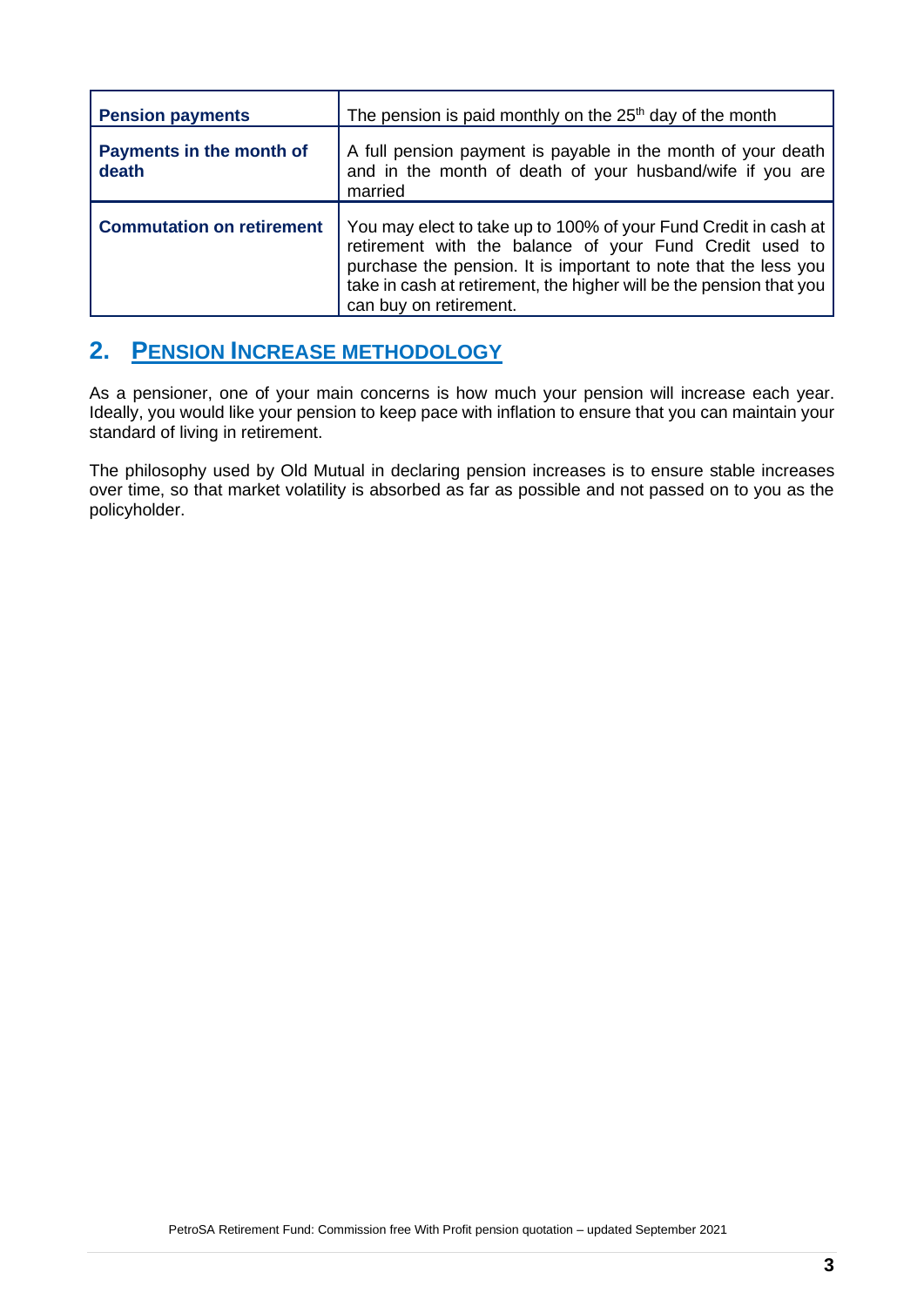| | |
|---|---|
| **Pension payments** | The pension is paid monthly on the 25th day of the month |
| **Payments in the month of death** | A full pension payment is payable in the month of your death and in the month of death of your husband/wife if you are married |
| **Commutation on retirement** | You may elect to take up to 100% of your Fund Credit in cash at retirement with the balance of your Fund Credit used to purchase the pension. It is important to note that the less you take in cash at retirement, the higher will be the pension that you can buy on retirement. |

## 2. PENSION INCREASE METHODOLOGY

As a pensioner, one of your main concerns is how much your pension will increase each year. Ideally, you would like your pension to keep pace with inflation to ensure that you can maintain your standard of living in retirement.

The philosophy used by Old Mutual in declaring pension increases is to ensure stable increases over time, so that market volatility is absorbed as far as possible and not passed on to you as the policyholder.